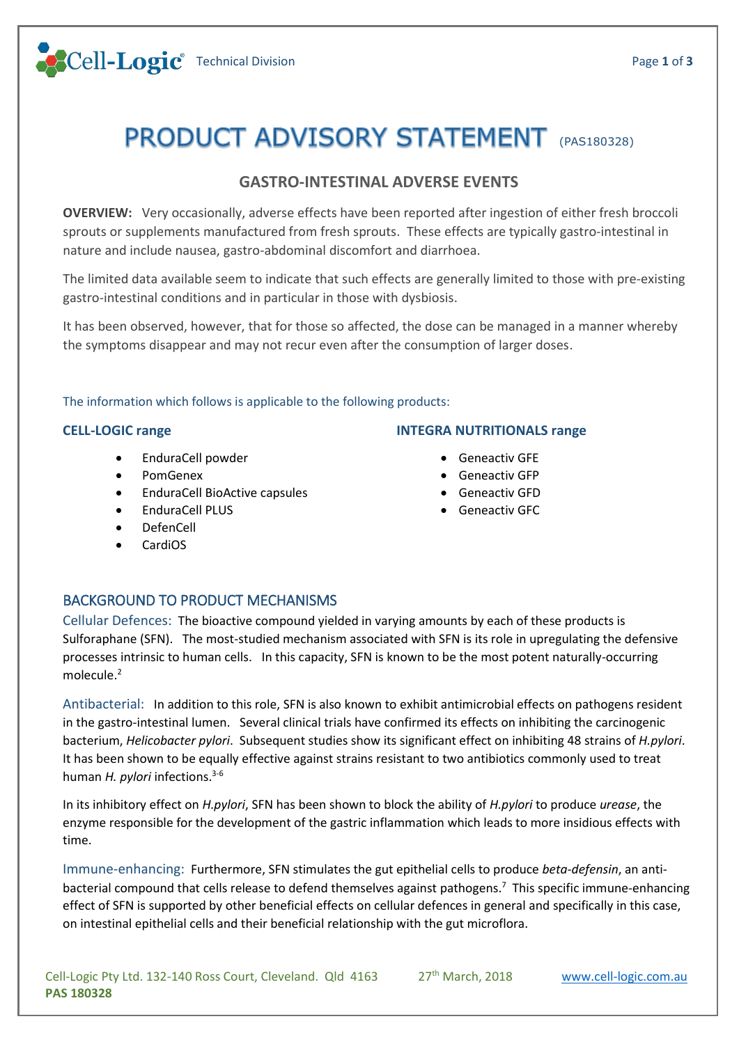# PRODUCT ADVISORY STATEMENT (PAS180328)

## GASTRO-INTESTINAL ADVERSE EVENTS

**OVERVIEW:** Very occasionally, adverse effects have been reported after ingestion of either fresh broccoli sprouts or supplements manufactured from fresh sprouts. These effects are typically gastro-intestinal in nature and include nausea, gastro-abdominal discomfort and diarrhoea.

The limited data available seem to indicate that such effects are generally limited to those with pre-existing gastro-intestinal conditions and in particular in those with dysbiosis.

It has been observed, however, that for those so affected, the dose can be managed in a manner whereby the symptoms disappear and may not recur even after the consumption of larger doses.

The information which follows is applicable to the following products:

**CELL-LOGIC range**

- EnduraCell powder
- PomGenex
- EnduraCell BioActive capsules
- EnduraCell PLUS
- DefenCell
- CardiOS

**INTEGRA NUTRITIONALS range**

- Geneactiv GFE
- Geneactiv GFP
- Geneactiv GFD
- Geneactiv GFC

## BACKGROUND TO PRODUCT MECHANISMS

Cellular Defences: The bioactive compound yielded in varying amounts by each of these products is Sulforaphane (SFN). The most-studied mechanism associated with SFN is its role in upregulating the defensive processes intrinsic to human cells. In this capacity, SFN is known to be the most potent naturally-occurring molecule.[2]

Antibacterial: In addition to this role, SFN is also known to exhibit antimicrobial effects on pathogens resident in the gastro-intestinal lumen. Several clinical trials have confirmed its effects on inhibiting the carcinogenic bacterium, *Helicobacter pylori*. Subsequent studies show its significant effect on inhibiting 48 strains of *H.pylori*. It has been shown to be equally effective against strains resistant to two antibiotics commonly used to treat human *H. pylori* infections.[3-6]

In its inhibitory effect on *H.pylori*, SFN has been shown to block the ability of *H.pylori* to produce *urease*, the enzyme responsible for the development of the gastric inflammation which leads to more insidious effects with time.

Immune-enhancing: Furthermore, SFN stimulates the gut epithelial cells to produce *beta-defensin*, an anti-bacterial compound that cells release to defend themselves against pathogens.[7] This specific immune-enhancing effect of SFN is supported by other beneficial effects on cellular defences in general and specifically in this case, on intestinal epithelial cells and their beneficial relationship with the gut microflora.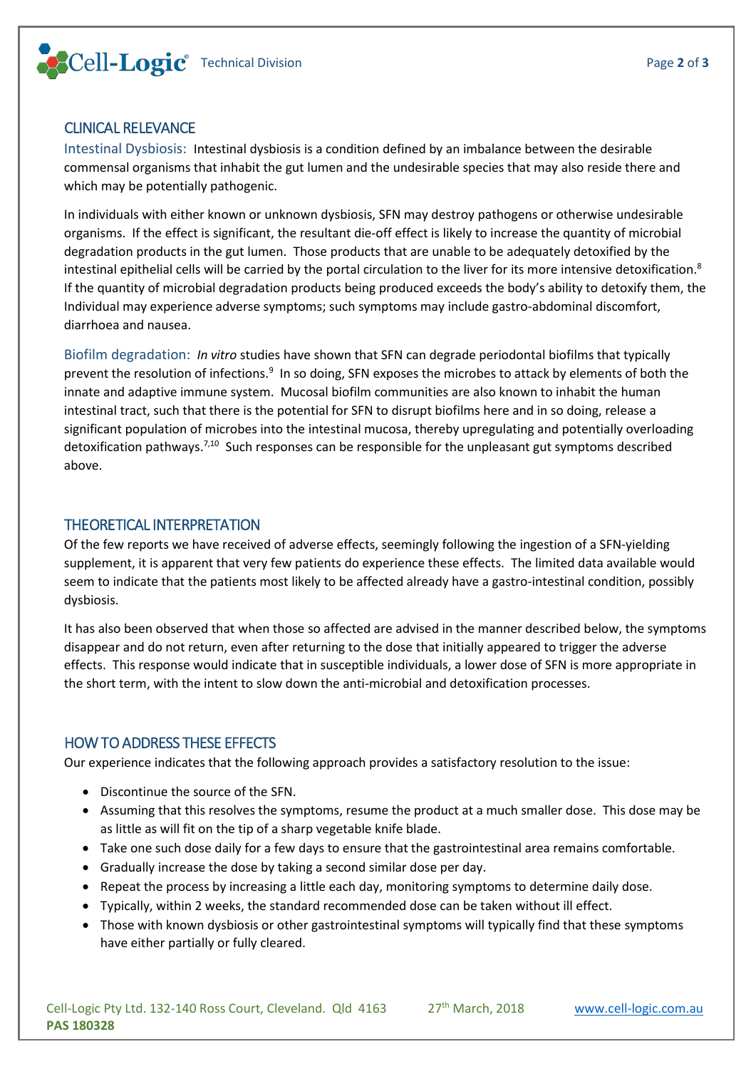## CLINICAL RELEVANCE

### Intestinal Dysbiosis:

Intestinal dysbiosis is a condition defined by an imbalance between the desirable commensal organisms that inhabit the gut lumen and the undesirable species that may also reside there and which may be potentially pathogenic.

In individuals with either known or unknown dysbiosis, SFN may destroy pathogens or otherwise undesirable organisms. If the effect is significant, the resultant die-off effect is likely to increase the quantity of microbial degradation products in the gut lumen. Those products that are unable to be adequately detoxified by the intestinal epithelial cells will be carried by the portal circulation to the liver for its more intensive detoxification.[8] If the quantity of microbial degradation products being produced exceeds the body's ability to detoxify them, the Individual may experience adverse symptoms; such symptoms may include gastro-abdominal discomfort, diarrhoea and nausea.

### Biofilm degradation:

*In vitro* studies have shown that SFN can degrade periodontal biofilms that typically prevent the resolution of infections.[9] In so doing, SFN exposes the microbes to attack by elements of both the innate and adaptive immune system. Mucosal biofilm communities are also known to inhabit the human intestinal tract, such that there is the potential for SFN to disrupt biofilms here and in so doing, release a significant population of microbes into the intestinal mucosa, thereby upregulating and potentially overloading detoxification pathways.[7,10] Such responses can be responsible for the unpleasant gut symptoms described above.

## THEORETICAL INTERPRETATION

Of the few reports we have received of adverse effects, seemingly following the ingestion of a SFN-yielding supplement, it is apparent that very few patients do experience these effects. The limited data available would seem to indicate that the patients most likely to be affected already have a gastro-intestinal condition, possibly dysbiosis.

It has also been observed that when those so affected are advised in the manner described below, the symptoms disappear and do not return, even after returning to the dose that initially appeared to trigger the adverse effects. This response would indicate that in susceptible individuals, a lower dose of SFN is more appropriate in the short term, with the intent to slow down the anti-microbial and detoxification processes.

## HOW TO ADDRESS THESE EFFECTS

Our experience indicates that the following approach provides a satisfactory resolution to the issue:

- Discontinue the source of the SFN.
- Assuming that this resolves the symptoms, resume the product at a much smaller dose. This dose may be as little as will fit on the tip of a sharp vegetable knife blade.
- Take one such dose daily for a few days to ensure that the gastrointestinal area remains comfortable.
- Gradually increase the dose by taking a second similar dose per day.
- Repeat the process by increasing a little each day, monitoring symptoms to determine daily dose.
- Typically, within 2 weeks, the standard recommended dose can be taken without ill effect.
- Those with known dysbiosis or other gastrointestinal symptoms will typically find that these symptoms have either partially or fully cleared.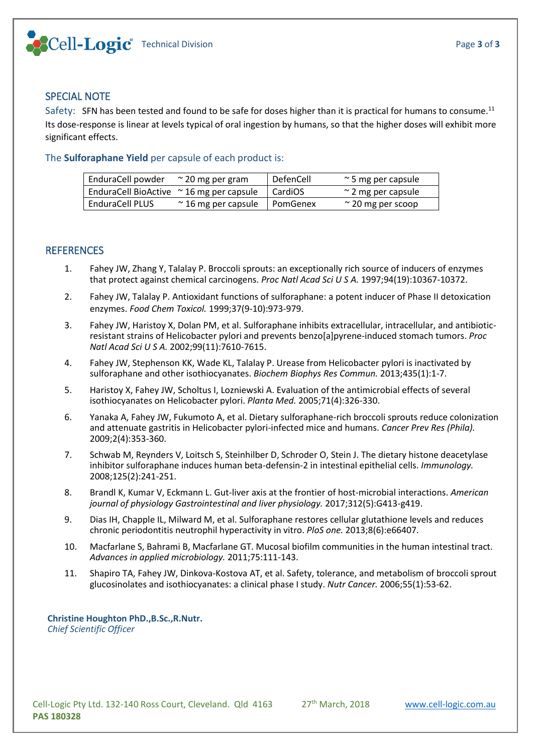## SPECIAL NOTE

Safety: SFN has been tested and found to be safe for doses higher than it is practical for humans to consume.[11] Its dose-response is linear at levels typical of oral ingestion by humans, so that the higher doses will exhibit more significant effects.

The **Sulforaphane Yield** per capsule of each product is:

| | | | |
|---|---|---|---|
| EnduraCell powder | ~ 20 mg per gram | DefenCell | ~ 5 mg per capsule |
| EnduraCell BioActive | ~ 16 mg per capsule | CardiOS | ~ 2 mg per capsule |
| EnduraCell PLUS | ~ 16 mg per capsule | PomGenex | ~ 20 mg per scoop |

## REFERENCES

1. Fahey JW, Zhang Y, Talalay P. Broccoli sprouts: an exceptionally rich source of inducers of enzymes that protect against chemical carcinogens. *Proc Natl Acad Sci U S A.* 1997;94(19):10367-10372.
2. Fahey JW, Talalay P. Antioxidant functions of sulforaphane: a potent inducer of Phase II detoxication enzymes. *Food Chem Toxicol.* 1999;37(9-10):973-979.
3. Fahey JW, Haristoy X, Dolan PM, et al. Sulforaphane inhibits extracellular, intracellular, and antibiotic-resistant strains of Helicobacter pylori and prevents benzo[a]pyrene-induced stomach tumors. *Proc Natl Acad Sci U S A.* 2002;99(11):7610-7615.
4. Fahey JW, Stephenson KK, Wade KL, Talalay P. Urease from Helicobacter pylori is inactivated by sulforaphane and other isothiocyanates. *Biochem Biophys Res Commun.* 2013;435(1):1-7.
5. Haristoy X, Fahey JW, Scholtus I, Lozniewski A. Evaluation of the antimicrobial effects of several isothiocyanates on Helicobacter pylori. *Planta Med.* 2005;71(4):326-330.
6. Yanaka A, Fahey JW, Fukumoto A, et al. Dietary sulforaphane-rich broccoli sprouts reduce colonization and attenuate gastritis in Helicobacter pylori-infected mice and humans. *Cancer Prev Res (Phila).* 2009;2(4):353-360.
7. Schwab M, Reynders V, Loitsch S, Steinhilber D, Schroder O, Stein J. The dietary histone deacetylase inhibitor sulforaphane induces human beta-defensin-2 in intestinal epithelial cells. *Immunology.* 2008;125(2):241-251.
8. Brandl K, Kumar V, Eckmann L. Gut-liver axis at the frontier of host-microbial interactions. *American journal of physiology Gastrointestinal and liver physiology.* 2017;312(5):G413-g419.
9. Dias IH, Chapple IL, Milward M, et al. Sulforaphane restores cellular glutathione levels and reduces chronic periodontitis neutrophil hyperactivity in vitro. *PloS one.* 2013;8(6):e66407.
10. Macfarlane S, Bahrami B, Macfarlane GT. Mucosal biofilm communities in the human intestinal tract. *Advances in applied microbiology.* 2011;75:111-143.
11. Shapiro TA, Fahey JW, Dinkova-Kostova AT, et al. Safety, tolerance, and metabolism of broccoli sprout glucosinolates and isothiocyanates: a clinical phase I study. *Nutr Cancer.* 2006;55(1):53-62.

**Christine Houghton PhD.,B.Sc.,R.Nutr.**
*Chief Scientific Officer*

Cell-Logic Pty Ltd. 132-140 Ross Court, Cleveland. Qld 4163 — 27th March, 2018 — www.cell-logic.com.au
**PAS 180328**